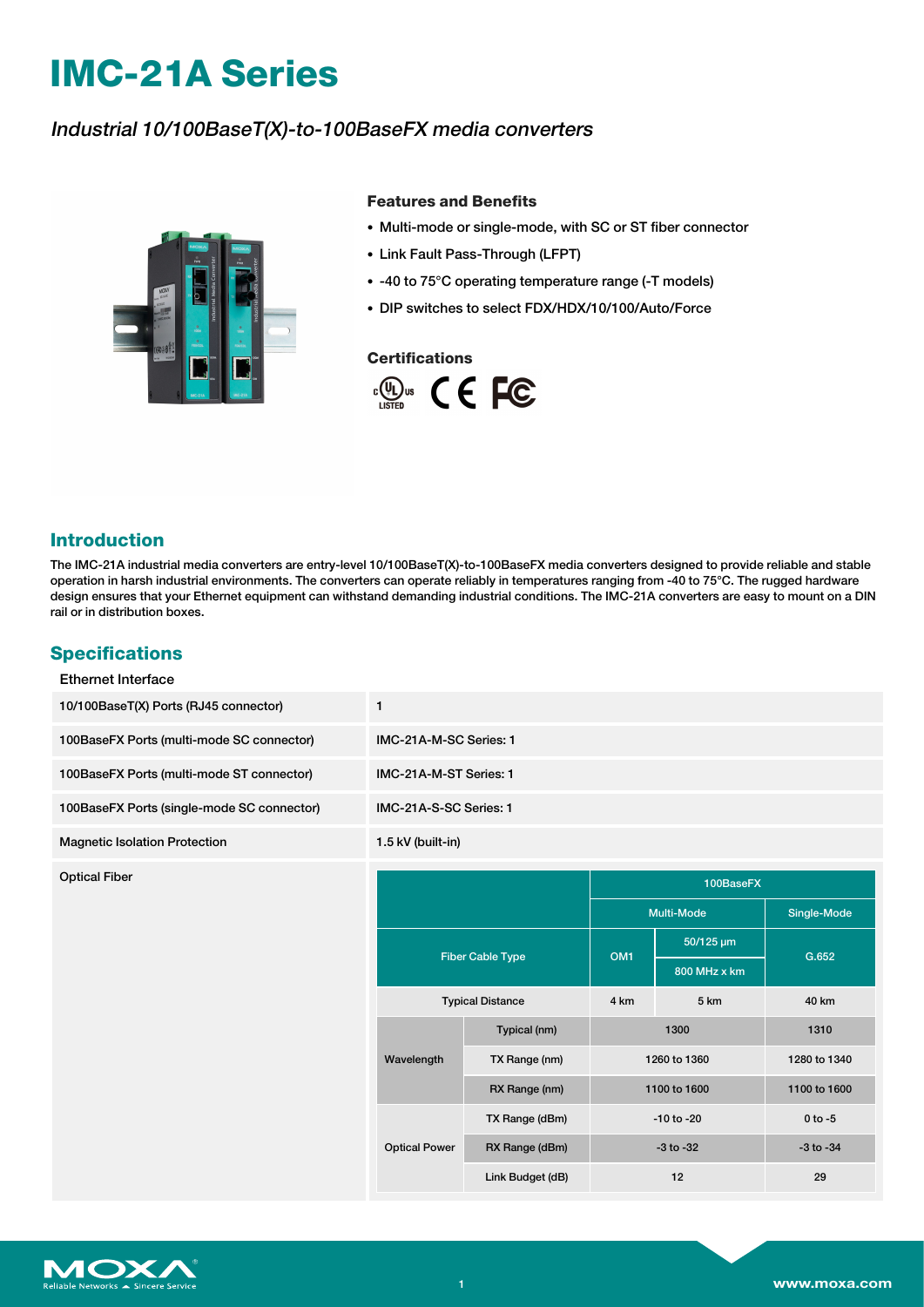# IMC-21A Series

*Industrial 10/100BaseT(X)-to-100BaseFX media converters*

### Features and Benefits

- Multi-mode or single-mode, with SC or ST fiber connector
- Link Fault Pass-Through (LFPT)
- -40 to 75°C operating temperature range (-T models)
- DIP switches to select FDX/HDX/10/100/Auto/Force

### Certifications

## Introduction

The IMC-21A industrial media converters are entry-level 10/100BaseT(X)-to-100BaseFX media converters designed to provide reliable and stable operation in harsh industrial environments. The converters can operate reliably in temperatures ranging from -40 to 75°C. The rugged hardware design ensures that your Ethernet equipment can withstand demanding industrial conditions. The IMC-21A converters are easy to mount on a DIN rail or in distribution boxes.

## Specifications

### Ethernet Interface

| | |
|---|---|
| 10/100BaseT(X) Ports (RJ45 connector) | 1 |
| 100BaseFX Ports (multi-mode SC connector) | IMC-21A-M-SC Series: 1 |
| 100BaseFX Ports (multi-mode ST connector) | IMC-21A-M-ST Series: 1 |
| 100BaseFX Ports (single-mode SC connector) | IMC-21A-S-SC Series: 1 |
| Magnetic Isolation Protection | 1.5 kV (built-in) |

Optical Fiber

| | | 100BaseFX | | |
|---|---|---|---|---|
| | | Multi-Mode | | Single-Mode |
| Fiber Cable Type | | OM1 | 50/125 µm 800 MHz x km | G.652 |
| Typical Distance | | 4 km | 5 km | 40 km |
| Wavelength | Typical (nm) | 1300 | | 1310 |
| | TX Range (nm) | 1260 to 1360 | | 1280 to 1340 |
| | RX Range (nm) | 1100 to 1600 | | 1100 to 1600 |
| Optical Power | TX Range (dBm) | -10 to -20 | | 0 to -5 |
| | RX Range (dBm) | -3 to -32 | | -3 to -34 |
| | Link Budget (dB) | 12 | | 29 |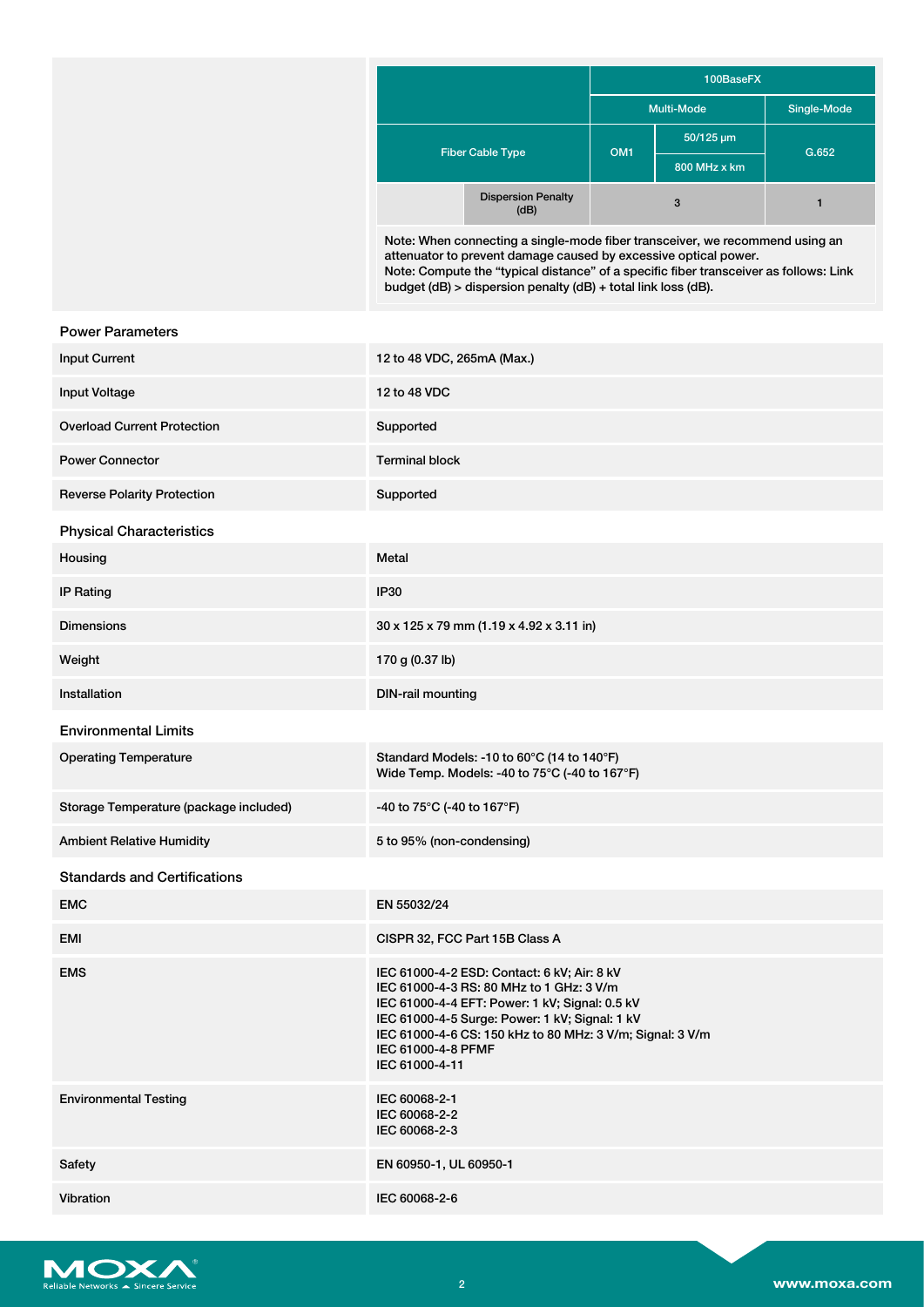| | | 100BaseFX | | |
|---|---|---|---|---|
| | | Multi-Mode | | Single-Mode |
| Fiber Cable Type | | OM1 | 50/125 μm<br>800 MHz x km | G.652 |
| | Dispersion Penalty (dB) | 3 | | 1 |

Note: When connecting a single-mode fiber transceiver, we recommend using an attenuator to prevent damage caused by excessive optical power.
Note: Compute the “typical distance” of a specific fiber transceiver as follows: Link budget (dB) > dispersion penalty (dB) + total link loss (dB).

## Power Parameters

| | |
|---|---|
| Input Current | 12 to 48 VDC, 265mA (Max.) |
| Input Voltage | 12 to 48 VDC |
| Overload Current Protection | Supported |
| Power Connector | Terminal block |
| Reverse Polarity Protection | Supported |

## Physical Characteristics

| | |
|---|---|
| Housing | Metal |
| IP Rating | IP30 |
| Dimensions | 30 x 125 x 79 mm (1.19 x 4.92 x 3.11 in) |
| Weight | 170 g (0.37 lb) |
| Installation | DIN-rail mounting |

## Environmental Limits

| | |
|---|---|
| Operating Temperature | Standard Models: -10 to 60°C (14 to 140°F)<br>Wide Temp. Models: -40 to 75°C (-40 to 167°F) |
| Storage Temperature (package included) | -40 to 75°C (-40 to 167°F) |
| Ambient Relative Humidity | 5 to 95% (non-condensing) |

## Standards and Certifications

| | |
|---|---|
| EMC | EN 55032/24 |
| EMI | CISPR 32, FCC Part 15B Class A |
| EMS | IEC 61000-4-2 ESD: Contact: 6 kV; Air: 8 kV<br>IEC 61000-4-3 RS: 80 MHz to 1 GHz: 3 V/m<br>IEC 61000-4-4 EFT: Power: 1 kV; Signal: 0.5 kV<br>IEC 61000-4-5 Surge: Power: 1 kV; Signal: 1 kV<br>IEC 61000-4-6 CS: 150 kHz to 80 MHz: 3 V/m; Signal: 3 V/m<br>IEC 61000-4-8 PFMF<br>IEC 61000-4-11 |
| Environmental Testing | IEC 60068-2-1<br>IEC 60068-2-2<br>IEC 60068-2-3 |
| Safety | EN 60950-1, UL 60950-1 |
| Vibration | IEC 60068-2-6 |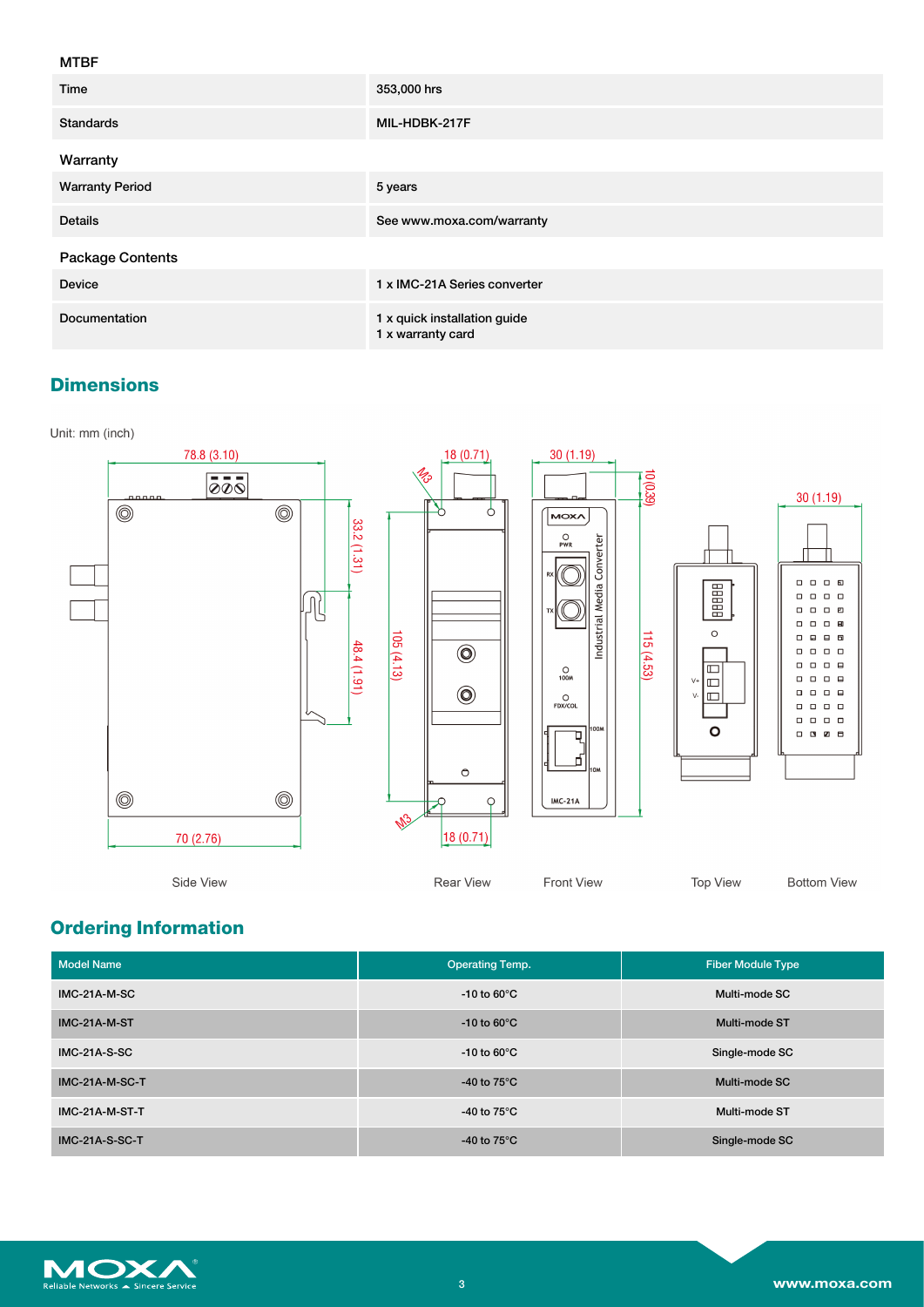### MTBF

| | |
|---|---|
| Time | 353,000 hrs |
| Standards | MIL-HDBK-217F |

### Warranty

| | |
|---|---|
| Warranty Period | 5 years |
| Details | See www.moxa.com/warranty |

### Package Contents

| | |
|---|---|
| Device | 1 x IMC-21A Series converter |
| Documentation | 1 x quick installation guide<br>1 x warranty card |

## Dimensions

Unit: mm (inch)

78.8 (3.10) · 33.2 (1.31) · 48.4 (1.91) · 70 (2.76) · M3 · 18 (0.71) · 105 (4.13) · 30 (1.19) · 10 (0.39) · 115 (4.53)

Side View · Rear View · Front View · Top View · Bottom View

## Ordering Information

| Model Name | Operating Temp. | Fiber Module Type |
|---|---|---|
| IMC-21A-M-SC | -10 to 60°C | Multi-mode SC |
| IMC-21A-M-ST | -10 to 60°C | Multi-mode ST |
| IMC-21A-S-SC | -10 to 60°C | Single-mode SC |
| IMC-21A-M-SC-T | -40 to 75°C | Multi-mode SC |
| IMC-21A-M-ST-T | -40 to 75°C | Multi-mode ST |
| IMC-21A-S-SC-T | -40 to 75°C | Single-mode SC |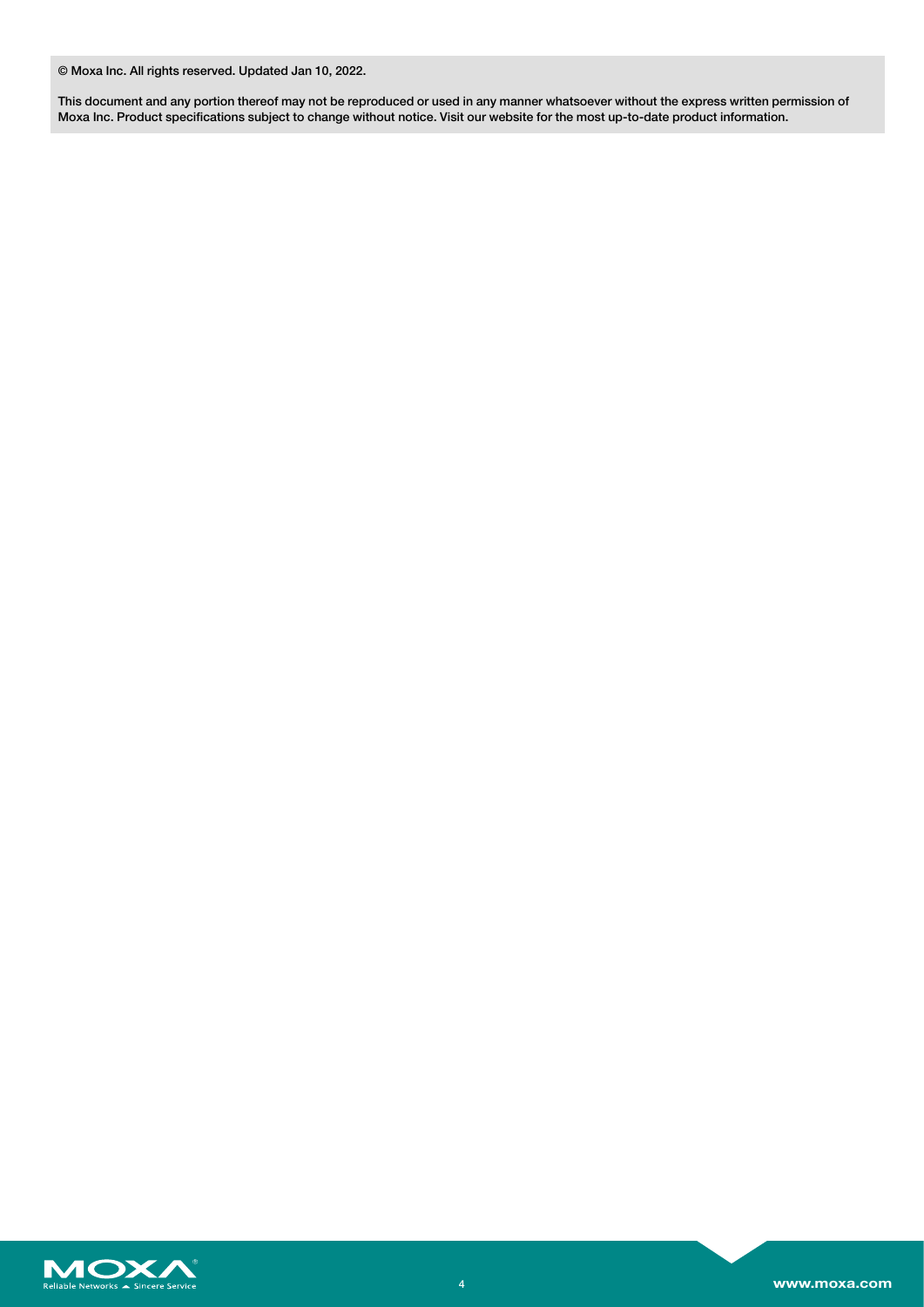© Moxa Inc. All rights reserved. Updated Jan 10, 2022.

This document and any portion thereof may not be reproduced or used in any manner whatsoever without the express written permission of Moxa Inc. Product specifications subject to change without notice. Visit our website for the most up-to-date product information.